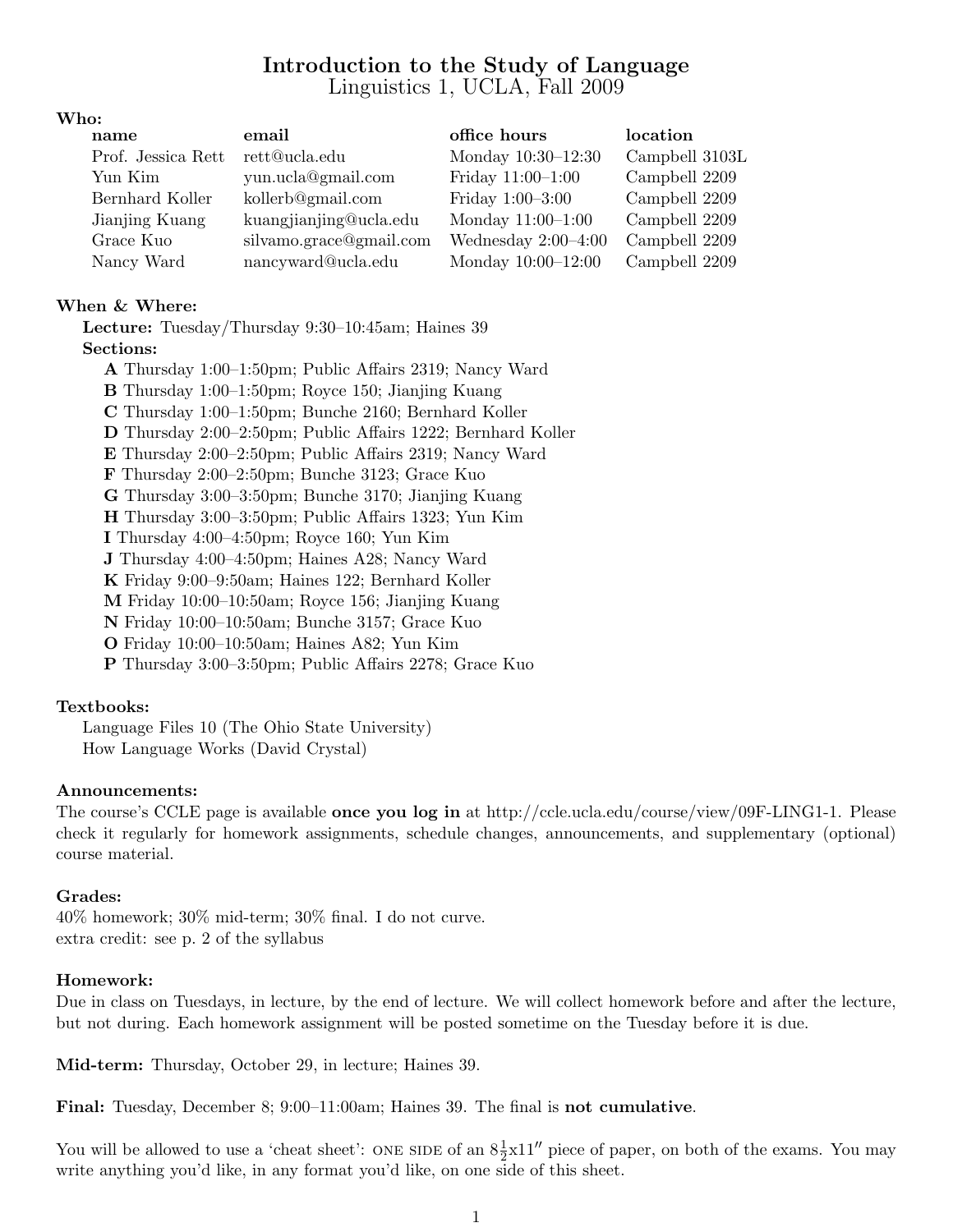# Introduction to the Study of Language

Linguistics 1, UCLA, Fall 2009

**Who:**

| name | email | office hours | location |
|---|---|---|---|
| Prof. Jessica Rett | rett@ucla.edu | Monday 10:30–12:30 | Campbell 3103L |
| Yun Kim | yun.ucla@gmail.com | Friday 11:00–1:00 | Campbell 2209 |
| Bernhard Koller | kollerb@gmail.com | Friday 1:00–3:00 | Campbell 2209 |
| Jianjing Kuang | kuangjianjing@ucla.edu | Monday 11:00–1:00 | Campbell 2209 |
| Grace Kuo | silvamo.grace@gmail.com | Wednesday 2:00–4:00 | Campbell 2209 |
| Nancy Ward | nancyward@ucla.edu | Monday 10:00–12:00 | Campbell 2209 |

**When & Where:**

**Lecture:** Tuesday/Thursday 9:30–10:45am; Haines 39

**Sections:**

- **A** Thursday 1:00–1:50pm; Public Affairs 2319; Nancy Ward
- **B** Thursday 1:00–1:50pm; Royce 150; Jianjing Kuang
- **C** Thursday 1:00–1:50pm; Bunche 2160; Bernhard Koller
- **D** Thursday 2:00–2:50pm; Public Affairs 1222; Bernhard Koller
- **E** Thursday 2:00–2:50pm; Public Affairs 2319; Nancy Ward
- **F** Thursday 2:00–2:50pm; Bunche 3123; Grace Kuo
- **G** Thursday 3:00–3:50pm; Bunche 3170; Jianjing Kuang
- **H** Thursday 3:00–3:50pm; Public Affairs 1323; Yun Kim
- **I** Thursday 4:00–4:50pm; Royce 160; Yun Kim
- **J** Thursday 4:00–4:50pm; Haines A28; Nancy Ward
- **K** Friday 9:00–9:50am; Haines 122; Bernhard Koller
- **M** Friday 10:00–10:50am; Royce 156; Jianjing Kuang
- **N** Friday 10:00–10:50am; Bunche 3157; Grace Kuo
- **O** Friday 10:00–10:50am; Haines A82; Yun Kim
- **P** Thursday 3:00–3:50pm; Public Affairs 2278; Grace Kuo

**Textbooks:**

Language Files 10 (The Ohio State University)
How Language Works (David Crystal)

**Announcements:**

The course's CCLE page is available **once you log in** at http://ccle.ucla.edu/course/view/09F-LING1-1. Please check it regularly for homework assignments, schedule changes, announcements, and supplementary (optional) course material.

**Grades:**

40% homework; 30% mid-term; 30% final. I do not curve.
extra credit: see p. 2 of the syllabus

**Homework:**

Due in class on Tuesdays, in lecture, by the end of lecture. We will collect homework before and after the lecture, but not during. Each homework assignment will be posted sometime on the Tuesday before it is due.

**Mid-term:** Thursday, October 29, in lecture; Haines 39.

**Final:** Tuesday, December 8; 9:00–11:00am; Haines 39. The final is **not cumulative**.

You will be allowed to use a 'cheat sheet': ONE SIDE of an $8\frac{1}{2}$x11″ piece of paper, on both of the exams. You may write anything you'd like, in any format you'd like, on one side of this sheet.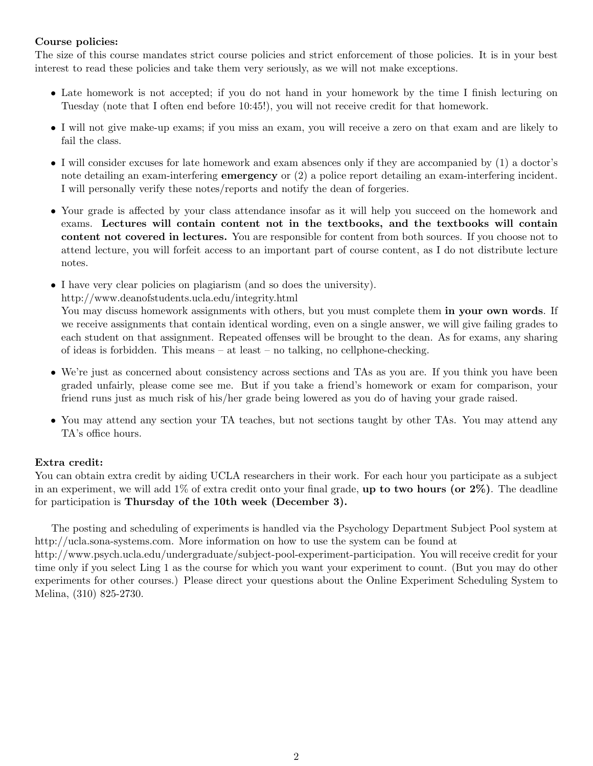**Course policies:**

The size of this course mandates strict course policies and strict enforcement of those policies. It is in your best interest to read these policies and take them very seriously, as we will not make exceptions.

- Late homework is not accepted; if you do not hand in your homework by the time I finish lecturing on Tuesday (note that I often end before 10:45!), you will not receive credit for that homework.
- I will not give make-up exams; if you miss an exam, you will receive a zero on that exam and are likely to fail the class.
- I will consider excuses for late homework and exam absences only if they are accompanied by (1) a doctor's note detailing an exam-interfering **emergency** or (2) a police report detailing an exam-interfering incident. I will personally verify these notes/reports and notify the dean of forgeries.
- Your grade is affected by your class attendance insofar as it will help you succeed on the homework and exams. **Lectures will contain content not in the textbooks, and the textbooks will contain content not covered in lectures.** You are responsible for content from both sources. If you choose not to attend lecture, you will forfeit access to an important part of course content, as I do not distribute lecture notes.
- I have very clear policies on plagiarism (and so does the university).
  http://www.deanofstudents.ucla.edu/integrity.html
  You may discuss homework assignments with others, but you must complete them **in your own words**. If we receive assignments that contain identical wording, even on a single answer, we will give failing grades to each student on that assignment. Repeated offenses will be brought to the dean. As for exams, any sharing of ideas is forbidden. This means – at least – no talking, no cellphone-checking.
- We're just as concerned about consistency across sections and TAs as you are. If you think you have been graded unfairly, please come see me. But if you take a friend's homework or exam for comparison, your friend runs just as much risk of his/her grade being lowered as you do of having your grade raised.
- You may attend any section your TA teaches, but not sections taught by other TAs. You may attend any TA's office hours.

**Extra credit:**

You can obtain extra credit by aiding UCLA researchers in their work. For each hour you participate as a subject in an experiment, we will add 1% of extra credit onto your final grade, **up to two hours (or 2%)**. The deadline for participation is **Thursday of the 10th week (December 3).**

The posting and scheduling of experiments is handled via the Psychology Department Subject Pool system at http://ucla.sona-systems.com. More information on how to use the system can be found at http://www.psych.ucla.edu/undergraduate/subject-pool-experiment-participation. You will receive credit for your time only if you select Ling 1 as the course for which you want your experiment to count. (But you may do other experiments for other courses.) Please direct your questions about the Online Experiment Scheduling System to Melina, (310) 825-2730.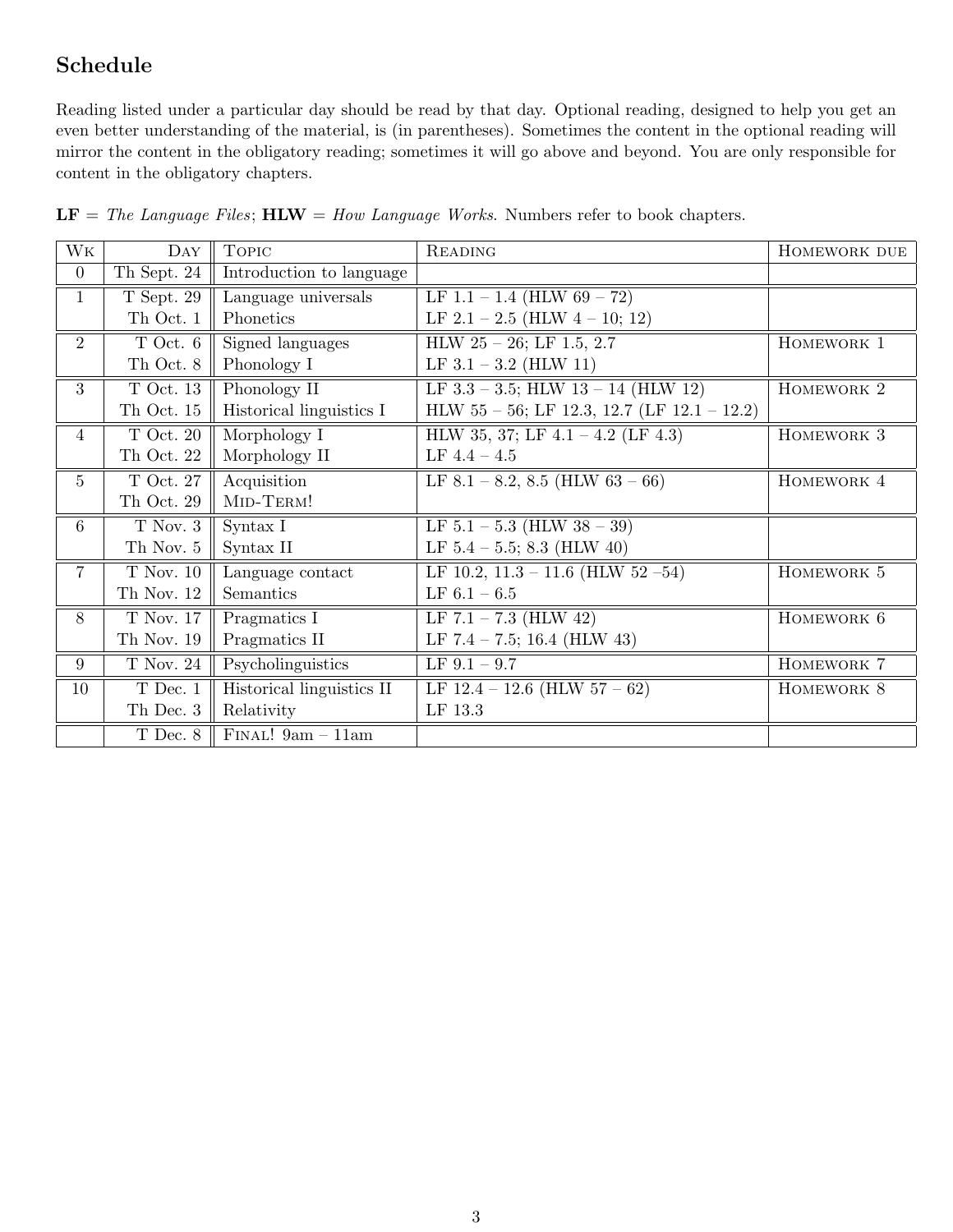## Schedule

Reading listed under a particular day should be read by that day. Optional reading, designed to help you get an even better understanding of the material, is (in parentheses). Sometimes the content in the optional reading will mirror the content in the obligatory reading; sometimes it will go above and beyond. You are only responsible for content in the obligatory chapters.

**LF** = *The Language Files*; **HLW** = *How Language Works*. Numbers refer to book chapters.

| Wk | Day | Topic | Reading | Homework due |
|---|---|---|---|---|
| 0 | Th Sept. 24 | Introduction to language | | |
| 1 | T Sept. 29 | Language universals | LF 1.1 – 1.4 (HLW 69 – 72) | |
| | Th Oct. 1 | Phonetics | LF 2.1 – 2.5 (HLW 4 – 10; 12) | |
| 2 | T Oct. 6 | Signed languages | HLW 25 – 26; LF 1.5, 2.7 | Homework 1 |
| | Th Oct. 8 | Phonology I | LF 3.1 – 3.2 (HLW 11) | |
| 3 | T Oct. 13 | Phonology II | LF 3.3 – 3.5; HLW 13 – 14 (HLW 12) | Homework 2 |
| | Th Oct. 15 | Historical linguistics I | HLW 55 – 56; LF 12.3, 12.7 (LF 12.1 – 12.2) | |
| 4 | T Oct. 20 | Morphology I | HLW 35, 37; LF 4.1 – 4.2 (LF 4.3) | Homework 3 |
| | Th Oct. 22 | Morphology II | LF 4.4 – 4.5 | |
| 5 | T Oct. 27 | Acquisition | LF 8.1 – 8.2, 8.5 (HLW 63 – 66) | Homework 4 |
| | Th Oct. 29 | Mid-Term! | | |
| 6 | T Nov. 3 | Syntax I | LF 5.1 – 5.3 (HLW 38 – 39) | |
| | Th Nov. 5 | Syntax II | LF 5.4 – 5.5; 8.3 (HLW 40) | |
| 7 | T Nov. 10 | Language contact | LF 10.2, 11.3 – 11.6 (HLW 52 –54) | Homework 5 |
| | Th Nov. 12 | Semantics | LF 6.1 – 6.5 | |
| 8 | T Nov. 17 | Pragmatics I | LF 7.1 – 7.3 (HLW 42) | Homework 6 |
| | Th Nov. 19 | Pragmatics II | LF 7.4 – 7.5; 16.4 (HLW 43) | |
| 9 | T Nov. 24 | Psycholinguistics | LF 9.1 – 9.7 | Homework 7 |
| 10 | T Dec. 1 | Historical linguistics II | LF 12.4 – 12.6 (HLW 57 – 62) | Homework 8 |
| | Th Dec. 3 | Relativity | LF 13.3 | |
| | T Dec. 8 | Final! 9am – 11am | | |